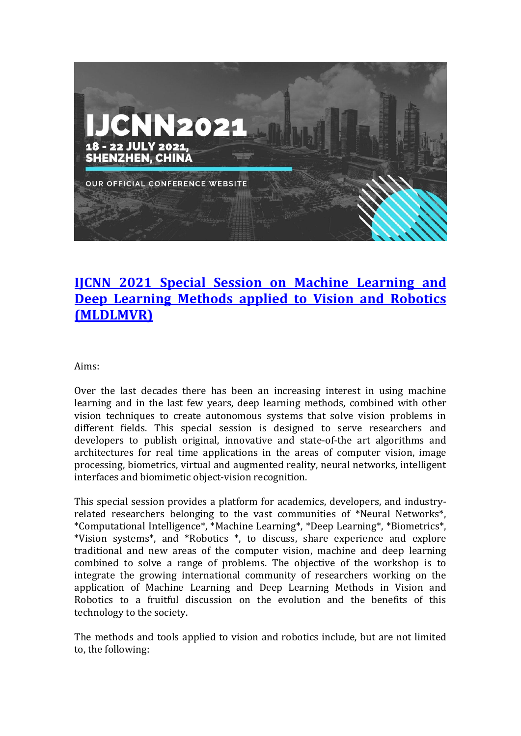IJCNN2021

18 - 22 JULY 2021, SHENZHEN, CHINA

OUR OFFICIAL CONFERENCE WEBSITE

# IJCNN 2021 Special Session on Machine Learning and Deep Learning Methods applied to Vision and Robotics (MLDLMVR)

Aims:

Over the last decades there has been an increasing interest in using machine learning and in the last few years, deep learning methods, combined with other vision techniques to create autonomous systems that solve vision problems in different fields. This special session is designed to serve researchers and developers to publish original, innovative and state-of-the art algorithms and architectures for real time applications in the areas of computer vision, image processing, biometrics, virtual and augmented reality, neural networks, intelligent interfaces and biomimetic object-vision recognition.

This special session provides a platform for academics, developers, and industry-related researchers belonging to the vast communities of *Neural Networks*, *Computational Intelligence*, *Machine Learning*, *Deep Learning*, *Biometrics*, *Vision systems*, and *Robotics *, to discuss, share experience and explore traditional and new areas of the computer vision, machine and deep learning combined to solve a range of problems. The objective of the workshop is to integrate the growing international community of researchers working on the application of Machine Learning and Deep Learning Methods in Vision and Robotics to a fruitful discussion on the evolution and the benefits of this technology to the society.

The methods and tools applied to vision and robotics include, but are not limited to, the following: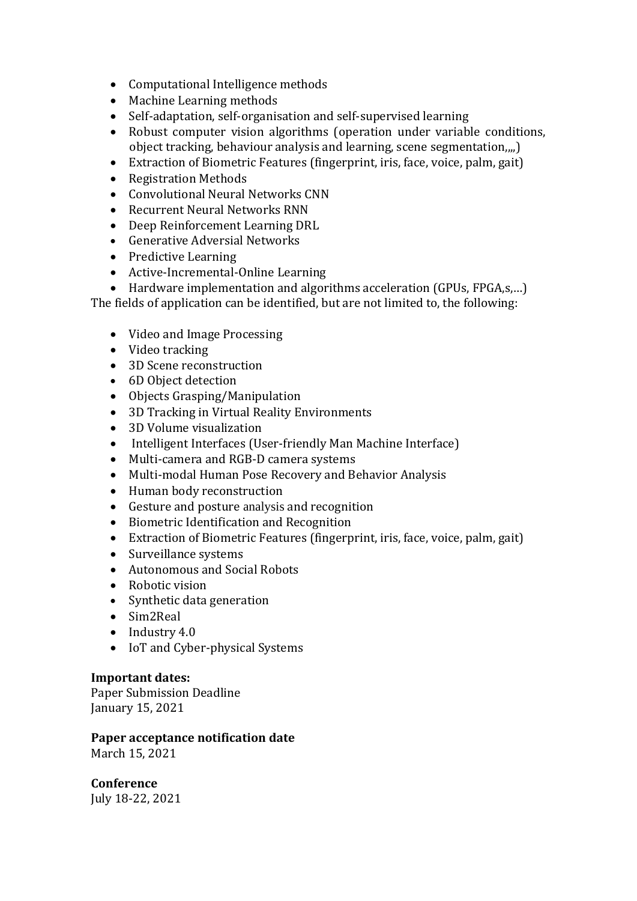- Computational Intelligence methods
- Machine Learning methods
- Self-adaptation, self-organisation and self-supervised learning
- Robust computer vision algorithms (operation under variable conditions, object tracking, behaviour analysis and learning, scene segmentation,,,,)
- Extraction of Biometric Features (fingerprint, iris, face, voice, palm, gait)
- Registration Methods
- Convolutional Neural Networks CNN
- Recurrent Neural Networks RNN
- Deep Reinforcement Learning DRL
- Generative Adversial Networks
- Predictive Learning
- Active-Incremental-Online Learning
- Hardware implementation and algorithms acceleration (GPUs, FPGA,s,…)

The fields of application can be identified, but are not limited to, the following:

- Video and Image Processing
- Video tracking
- 3D Scene reconstruction
- 6D Object detection
- Objects Grasping/Manipulation
- 3D Tracking in Virtual Reality Environments
- 3D Volume visualization
- Intelligent Interfaces (User-friendly Man Machine Interface)
- Multi-camera and RGB-D camera systems
- Multi-modal Human Pose Recovery and Behavior Analysis
- Human body reconstruction
- Gesture and posture analysis and recognition
- Biometric Identification and Recognition
- Extraction of Biometric Features (fingerprint, iris, face, voice, palm, gait)
- Surveillance systems
- Autonomous and Social Robots
- Robotic vision
- Synthetic data generation
- Sim2Real
- Industry 4.0
- IoT and Cyber-physical Systems

**Important dates:**
Paper Submission Deadline
January 15, 2021

**Paper acceptance notification date**
March 15, 2021

**Conference**
July 18-22, 2021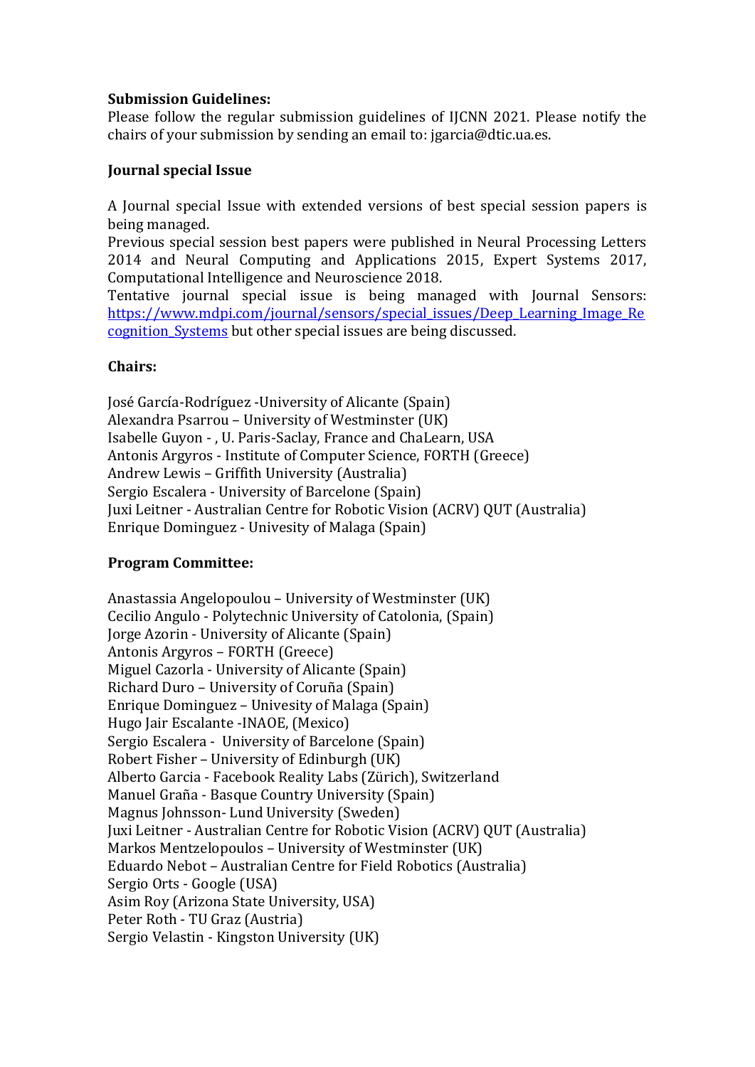**Submission Guidelines:**

Please follow the regular submission guidelines of IJCNN 2021. Please notify the chairs of your submission by sending an email to: jgarcia@dtic.ua.es.

**Journal special Issue**

A Journal special Issue with extended versions of best special session papers is being managed.

Previous special session best papers were published in Neural Processing Letters 2014 and Neural Computing and Applications 2015, Expert Systems 2017, Computational Intelligence and Neuroscience 2018.

Tentative journal special issue is being managed with Journal Sensors: [https://www.mdpi.com/journal/sensors/special_issues/Deep_Learning_Image_Recognition_Systems](https://www.mdpi.com/journal/sensors/special_issues/Deep_Learning_Image_Recognition_Systems) but other special issues are being discussed.

**Chairs:**

José García-Rodríguez -University of Alicante (Spain)
Alexandra Psarrou – University of Westminster (UK)
Isabelle Guyon - , U. Paris-Saclay, France and ChaLearn, USA
Antonis Argyros - Institute of Computer Science, FORTH (Greece)
Andrew Lewis – Griffith University (Australia)
Sergio Escalera - University of Barcelone (Spain)
Juxi Leitner - Australian Centre for Robotic Vision (ACRV) QUT (Australia)
Enrique Dominguez - Univesity of Malaga (Spain)

**Program Committee:**

Anastassia Angelopoulou – University of Westminster (UK)
Cecilio Angulo - Polytechnic University of Catolonia, (Spain)
Jorge Azorin - University of Alicante (Spain)
Antonis Argyros – FORTH (Greece)
Miguel Cazorla - University of Alicante (Spain)
Richard Duro – University of Coruña (Spain)
Enrique Dominguez – Univesity of Malaga (Spain)
Hugo Jair Escalante -INAOE, (Mexico)
Sergio Escalera - University of Barcelone (Spain)
Robert Fisher – University of Edinburgh (UK)
Alberto Garcia - Facebook Reality Labs (Zürich), Switzerland
Manuel Graña - Basque Country University (Spain)
Magnus Johnsson- Lund University (Sweden)
Juxi Leitner - Australian Centre for Robotic Vision (ACRV) QUT (Australia)
Markos Mentzelopoulos – University of Westminster (UK)
Eduardo Nebot – Australian Centre for Field Robotics (Australia)
Sergio Orts - Google (USA)
Asim Roy (Arizona State University, USA)
Peter Roth - TU Graz (Austria)
Sergio Velastin - Kingston University (UK)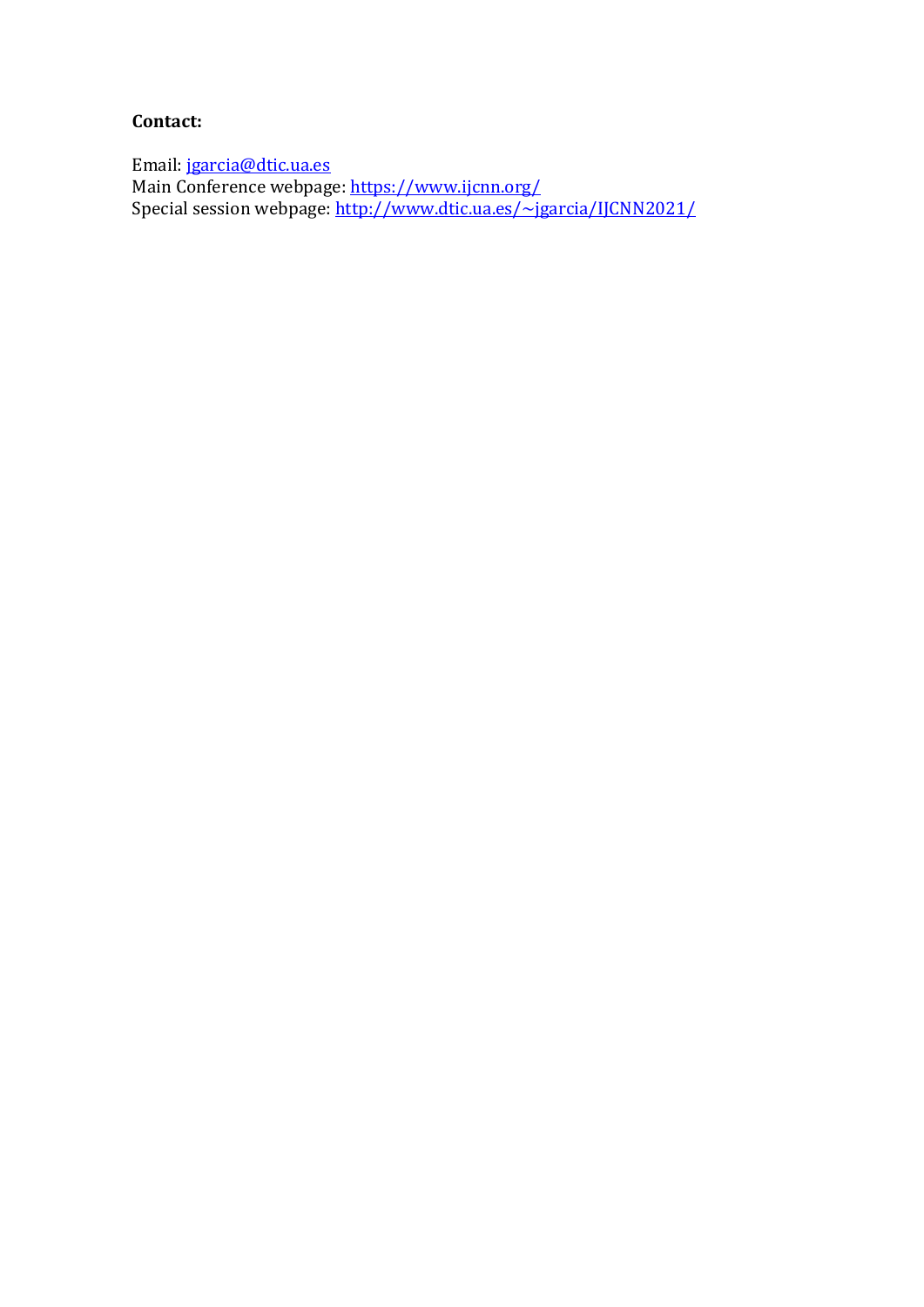**Contact:**

Email: jgarcia@dtic.ua.es
Main Conference webpage: https://www.ijcnn.org/
Special session webpage: http://www.dtic.ua.es/~jgarcia/IJCNN2021/